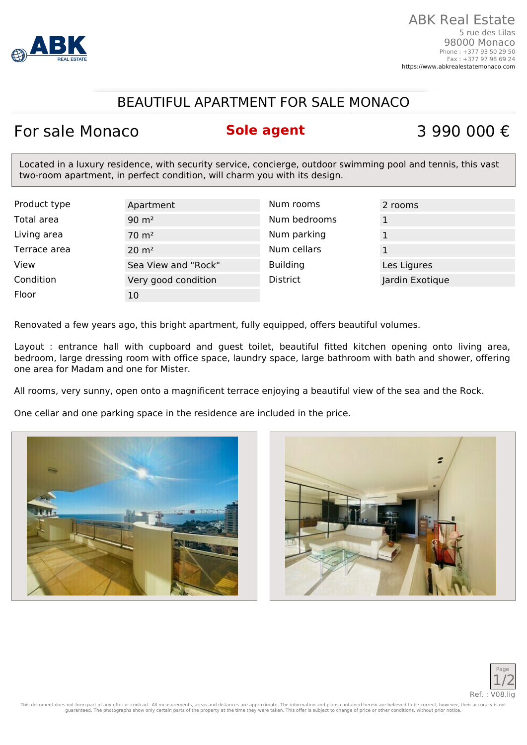ABK Real Estate
5 rue des Lilas
98000 Monaco
Phone : +377 93 50 29 50
Fax : +377 97 98 69 24
https://www.abkrealestatemonaco.com

# BEAUTIFUL APARTMENT FOR SALE MONACO

## For sale Monaco — **Sole agent** — 3 990 000 €

Located in a luxury residence, with security service, concierge, outdoor swimming pool and tennis, this vast two-room apartment, in perfect condition, will charm you with its design.

| | | | |
|---|---|---|---|
| Product type | Apartment | Num rooms | 2 rooms |
| Total area | 90 m² | Num bedrooms | 1 |
| Living area | 70 m² | Num parking | 1 |
| Terrace area | 20 m² | Num cellars | 1 |
| View | Sea View and "Rock" | Building | Les Ligures |
| Condition | Very good condition | District | Jardin Exotique |
| Floor | 10 | | |

Renovated a few years ago, this bright apartment, fully equipped, offers beautiful volumes.

Layout : entrance hall with cupboard and guest toilet, beautiful fitted kitchen opening onto living area, bedroom, large dressing room with office space, laundry space, large bathroom with bath and shower, offering one area for Madam and one for Mister.

All rooms, very sunny, open onto a magnificent terrace enjoying a beautiful view of the sea and the Rock.

One cellar and one parking space in the residence are included in the price.

Ref. : V08.lig

This document does not form part of any offer or contract. All measurements, areas and distances are approximate. The information and plans contained herein are believed to be correct, however, their accuracy is not guaranteed. The photographs show only certain parts of the property at the time they were taken. This offer is subject to change of price or other conditions, without prior notice.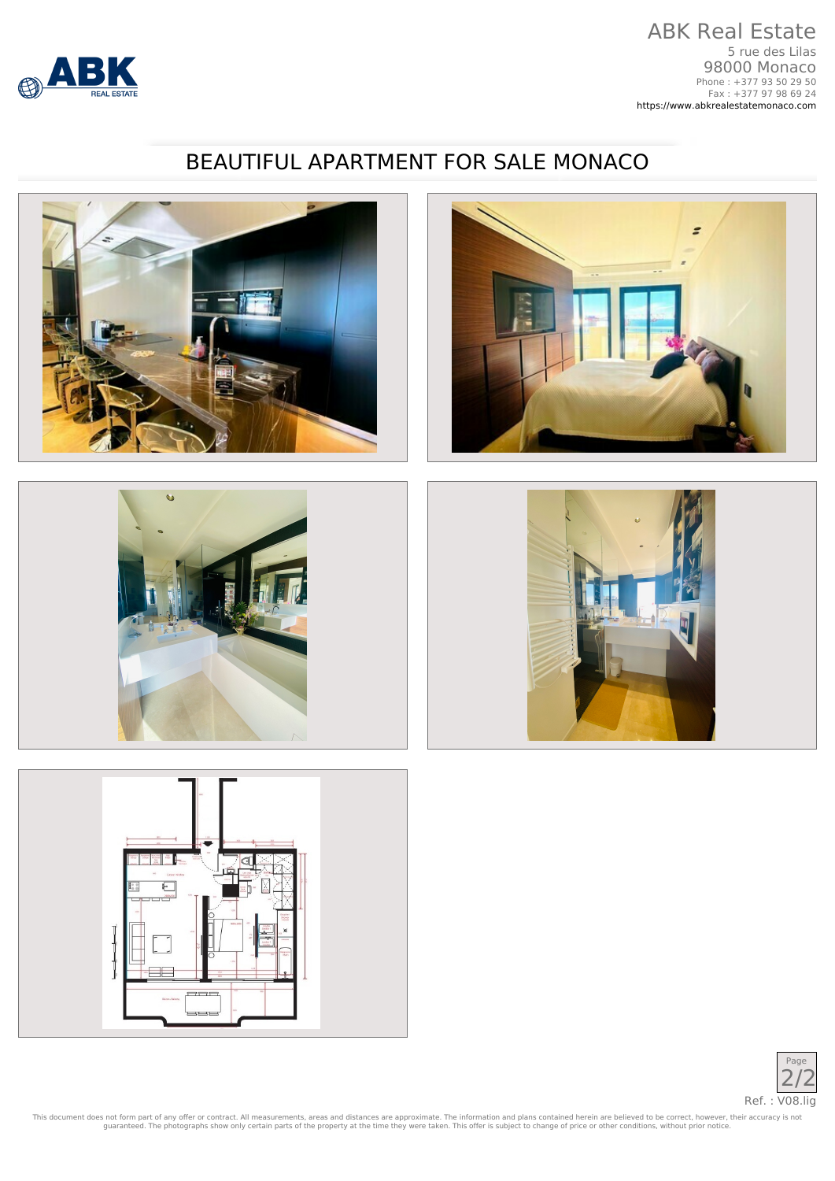ABK Real Estate
5 rue des Lilas
98000 Monaco
Phone : +377 93 50 29 50
Fax : +377 97 98 69 24
https://www.abkrealestatemonaco.com

# BEAUTIFUL APARTMENT FOR SALE MONACO

Ref. : V08.lig

This document does not form part of any offer or contract. All measurements, areas and distances are approximate. The information and plans contained herein are believed to be correct, however, their accuracy is not guaranteed. The photographs show only certain parts of the property at the time they were taken. This offer is subject to change of price or other conditions, without prior notice.